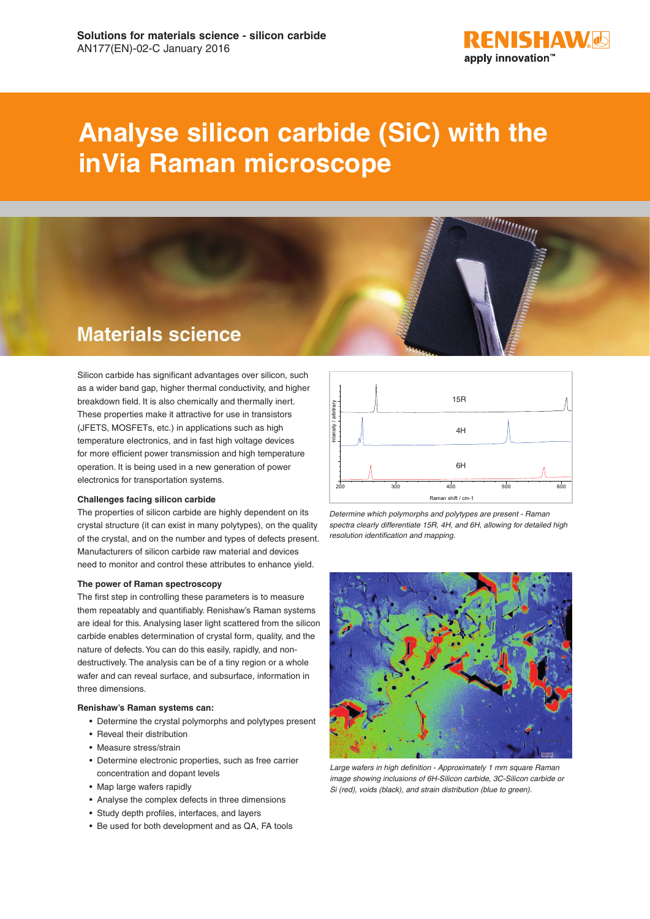# Analyse silicon carbide (SiC) with the inVia Raman microscope

Solutions for materials science - silicon carbide
AN177(EN)-02-C January 2016

## Materials science

Silicon carbide has significant advantages over silicon, such as a wider band gap, higher thermal conductivity, and higher breakdown field. It is also chemically and thermally inert. These properties make it attractive for use in transistors (JFETS, MOSFETs, etc.) in applications such as high temperature electronics, and in fast high voltage devices for more efficient power transmission and high temperature operation. It is being used in a new generation of power electronics for transportation systems.

### Challenges facing silicon carbide

The properties of silicon carbide are highly dependent on its crystal structure (it can exist in many polytypes), on the quality of the crystal, and on the number and types of defects present. Manufacturers of silicon carbide raw material and devices need to monitor and control these attributes to enhance yield.

### The power of Raman spectroscopy

The first step in controlling these parameters is to measure them repeatably and quantifiably. Renishaw's Raman systems are ideal for this. Analysing laser light scattered from the silicon carbide enables determination of crystal form, quality, and the nature of defects. You can do this easily, rapidly, and non-destructively. The analysis can be of a tiny region or a whole wafer and can reveal surface, and subsurface, information in three dimensions.

### Renishaw's Raman systems can:

- Determine the crystal polymorphs and polytypes present
- Reveal their distribution
- Measure stress/strain
- Determine electronic properties, such as free carrier concentration and dopant levels
- Map large wafers rapidly
- Analyse the complex defects in three dimensions
- Study depth profiles, interfaces, and layers
- Be used for both development and as QA, FA tools

*Determine which polymorphs and polytypes are present - Raman spectra clearly differentiate 15R, 4H, and 6H, allowing for detailed high resolution identification and mapping.*

*Large wafers in high definition - Approximately 1 mm square Raman image showing inclusions of 6H-Silicon carbide, 3C-Silicon carbide or Si (red), voids (black), and strain distribution (blue to green).*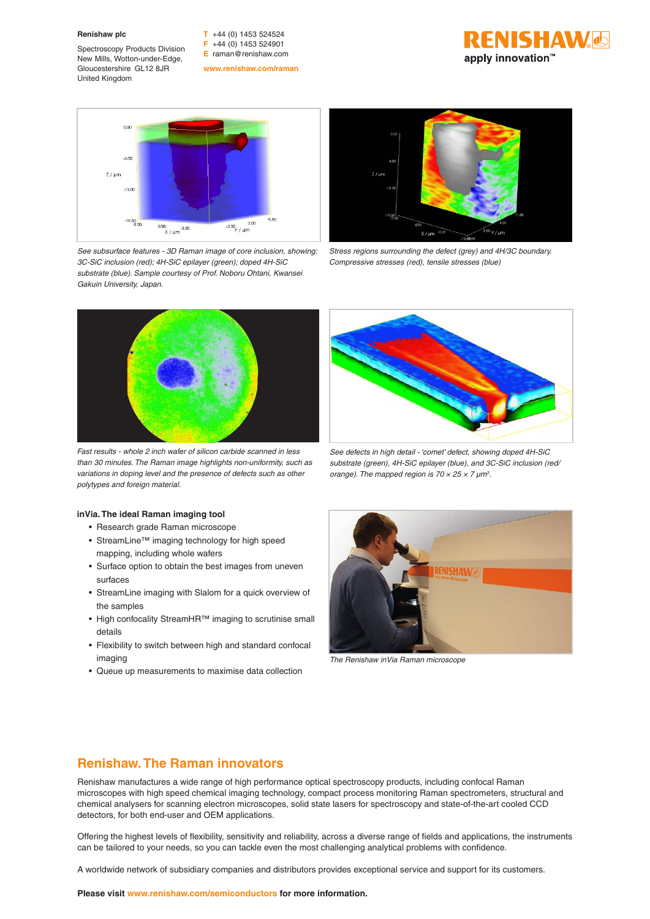**Renishaw plc**

Spectroscopy Products Division
New Mills, Wotton-under-Edge,
Gloucestershire GL12 8JR
United Kingdom

**T** +44 (0) 1453 524524
**F** +44 (0) 1453 524901
**E** raman@renishaw.com

**www.renishaw.com/raman**

RENISHAW
apply innovation™

*See subsurface features - 3D Raman image of core inclusion, showing: 3C-SiC inclusion (red); 4H-SiC epilayer (green); doped 4H-SiC substrate (blue). Sample courtesy of Prof. Noboru Ohtani, Kwansei Gakuin University, Japan.*

*Stress regions surrounding the defect (grey) and 4H/3C boundary. Compressive stresses (red), tensile stresses (blue)*

*Fast results - whole 2 inch wafer of silicon carbide scanned in less than 30 minutes. The Raman image highlights non-uniformity, such as variations in doping level and the presence of defects such as other polytypes and foreign material.*

*See defects in high detail - 'comet' defect, showing doped 4H-SiC substrate (green), 4H-SiC epilayer (blue), and 3C-SiC inclusion (red/orange). The mapped region is 70 × 25 × 7 µm³.*

**inVia. The ideal Raman imaging tool**

- Research grade Raman microscope
- StreamLine™ imaging technology for high speed mapping, including whole wafers
- Surface option to obtain the best images from uneven surfaces
- StreamLine imaging with Slalom for a quick overview of the samples
- High confocality StreamHR™ imaging to scrutinise small details
- Flexibility to switch between high and standard confocal imaging
- Queue up measurements to maximise data collection

*The Renishaw inVia Raman microscope*

## Renishaw. The Raman innovators

Renishaw manufactures a wide range of high performance optical spectroscopy products, including confocal Raman microscopes with high speed chemical imaging technology, compact process monitoring Raman spectrometers, structural and chemical analysers for scanning electron microscopes, solid state lasers for spectroscopy and state-of-the-art cooled CCD detectors, for both end-user and OEM applications.

Offering the highest levels of flexibility, sensitivity and reliability, across a diverse range of fields and applications, the instruments can be tailored to your needs, so you can tackle even the most challenging analytical problems with confidence.

A worldwide network of subsidiary companies and distributors provides exceptional service and support for its customers.

**Please visit www.renishaw.com/semiconductors for more information.**